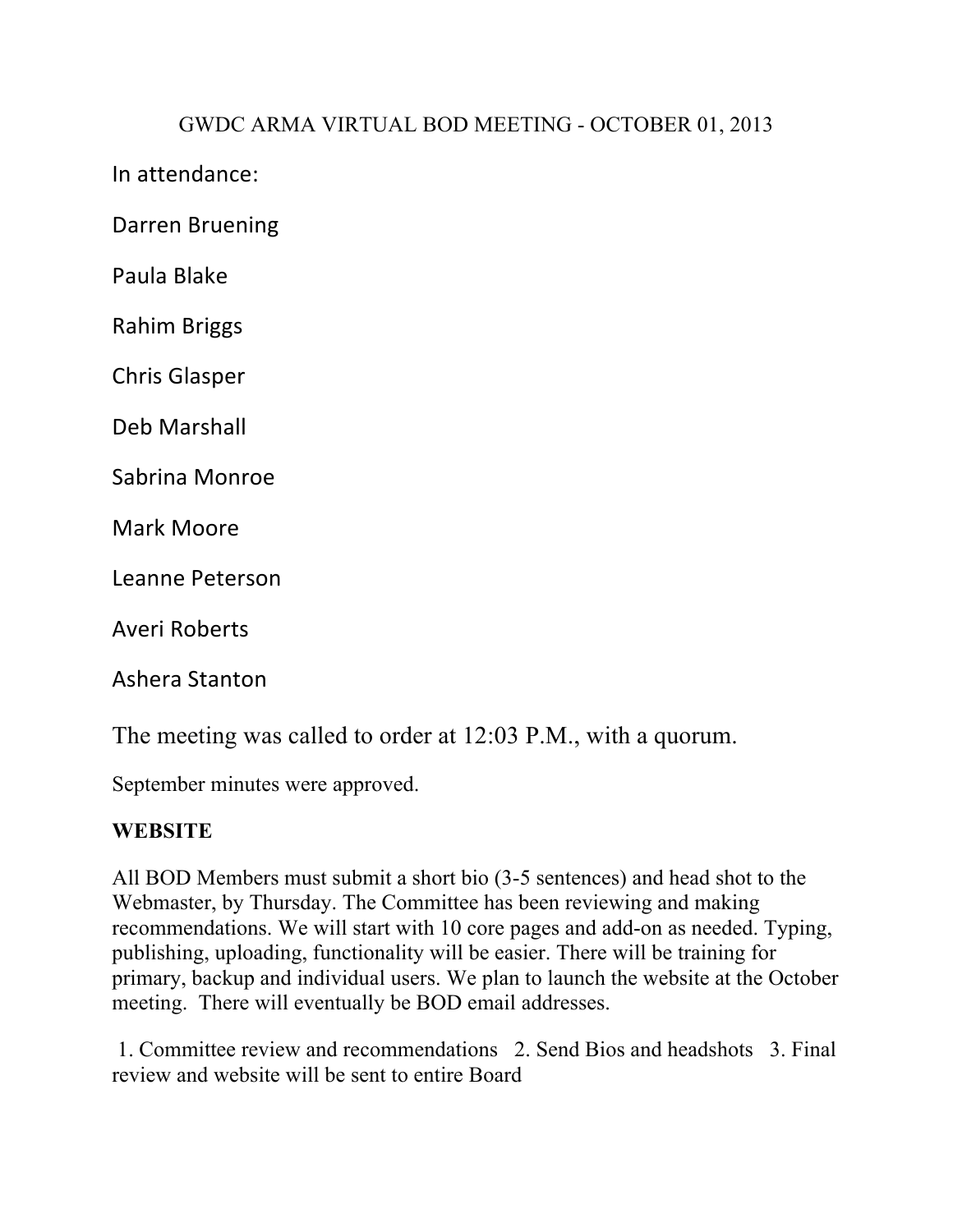# GWDC ARMA VIRTUAL BOD MEETING - OCTOBER 01, 2013

In attendance:

Darren Bruening

Paula Blake

Rahim Briggs

Chris Glasper

Deb Marshall

Sabrina Monroe

Mark Moore

Leanne Peterson

Averi Roberts

Ashera Stanton

The meeting was called to order at 12:03 P.M., with a quorum.

September minutes were approved.

**WEBSITE**

All BOD Members must submit a short bio (3-5 sentences) and head shot to the Webmaster, by Thursday. The Committee has been reviewing and making recommendations. We will start with 10 core pages and add-on as needed. Typing, publishing, uploading, functionality will be easier. There will be training for primary, backup and individual users. We plan to launch the website at the October meeting. There will eventually be BOD email addresses.

1. Committee review and recommendations 2. Send Bios and headshots 3. Final review and website will be sent to entire Board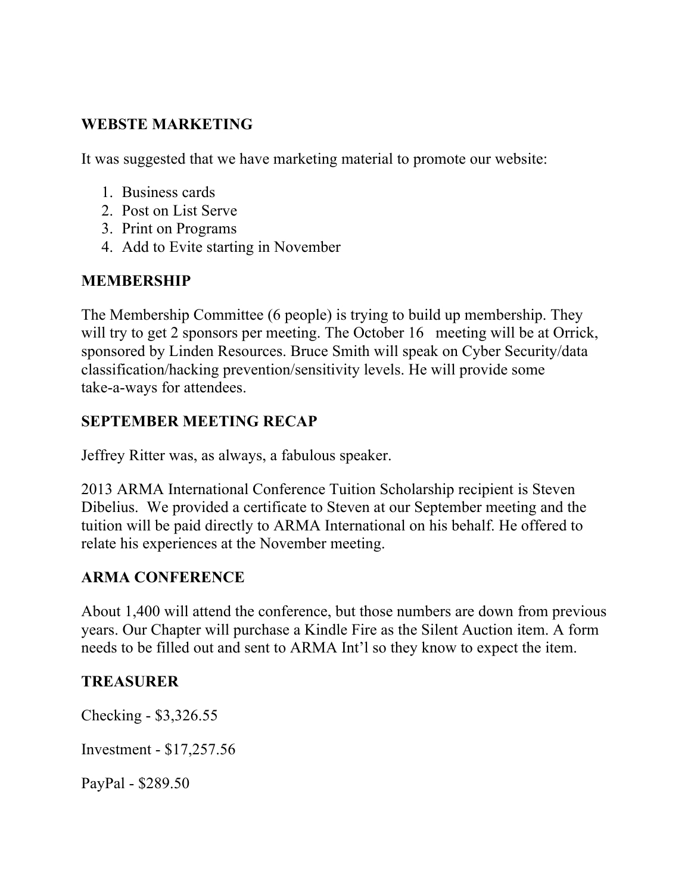**WEBSTE MARKETING**

It was suggested that we have marketing material to promote our website:

1. Business cards
2. Post on List Serve
3. Print on Programs
4. Add to Evite starting in November

**MEMBERSHIP**

The Membership Committee (6 people) is trying to build up membership. They will try to get 2 sponsors per meeting. The October 16 meeting will be at Orrick, sponsored by Linden Resources. Bruce Smith will speak on Cyber Security/data classification/hacking prevention/sensitivity levels. He will provide some take-a-ways for attendees.

**SEPTEMBER MEETING RECAP**

Jeffrey Ritter was, as always, a fabulous speaker.

2013 ARMA International Conference Tuition Scholarship recipient is Steven Dibelius. We provided a certificate to Steven at our September meeting and the tuition will be paid directly to ARMA International on his behalf. He offered to relate his experiences at the November meeting.

**ARMA CONFERENCE**

About 1,400 will attend the conference, but those numbers are down from previous years. Our Chapter will purchase a Kindle Fire as the Silent Auction item. A form needs to be filled out and sent to ARMA Int'l so they know to expect the item.

**TREASURER**

Checking - $3,326.55

Investment - $17,257.56

PayPal - $289.50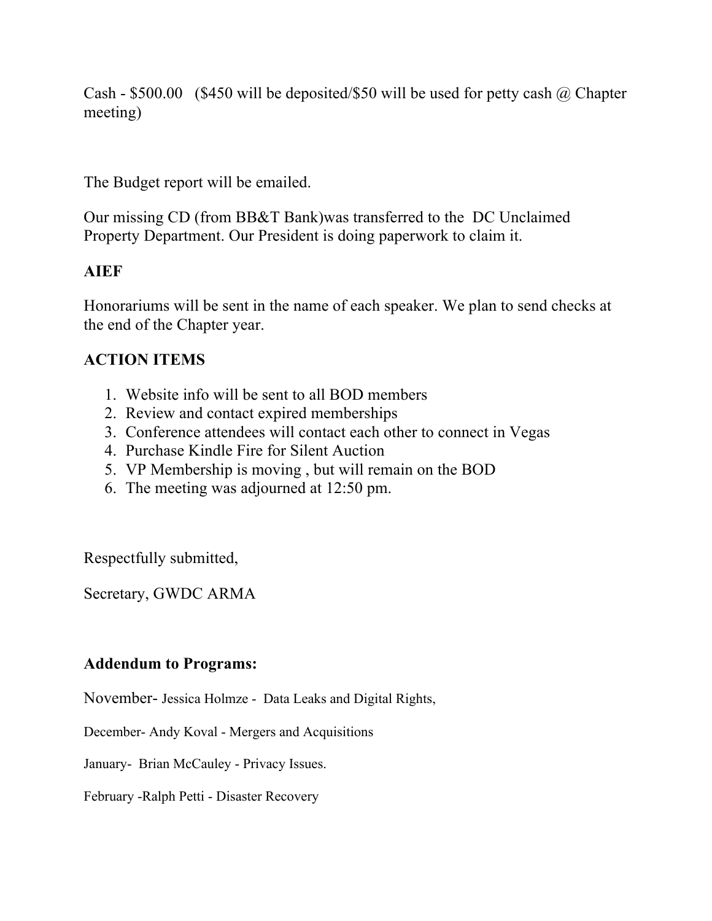Cash - $500.00   ($450 will be deposited/$50 will be used for petty cash @ Chapter meeting)

The Budget report will be emailed.

Our missing CD (from BB&T Bank)was transferred to the  DC Unclaimed Property Department. Our President is doing paperwork to claim it.

**AIEF**

Honorariums will be sent in the name of each speaker. We plan to send checks at the end of the Chapter year.

**ACTION ITEMS**

1. Website info will be sent to all BOD members
2. Review and contact expired memberships
3. Conference attendees will contact each other to connect in Vegas
4. Purchase Kindle Fire for Silent Auction
5. VP Membership is moving , but will remain on the BOD
6. The meeting was adjourned at 12:50 pm.

Respectfully submitted,

Secretary, GWDC ARMA

**Addendum to Programs:**

November- Jessica Holmze -  Data Leaks and Digital Rights,

December- Andy Koval - Mergers and Acquisitions

January-  Brian McCauley - Privacy Issues.

February -Ralph Petti - Disaster Recovery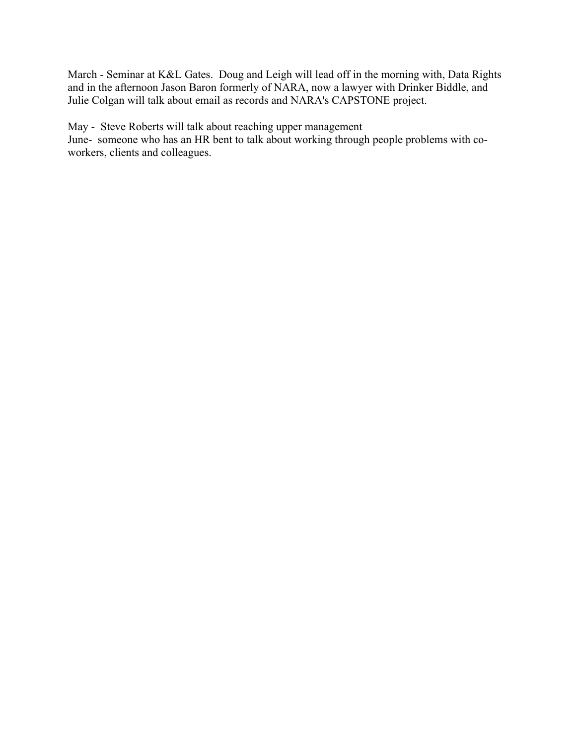March - Seminar at K&L Gates. Doug and Leigh will lead off in the morning with, Data Rights and in the afternoon Jason Baron formerly of NARA, now a lawyer with Drinker Biddle, and Julie Colgan will talk about email as records and NARA's CAPSTONE project.

May - Steve Roberts will talk about reaching upper management
June- someone who has an HR bent to talk about working through people problems with co-workers, clients and colleagues.